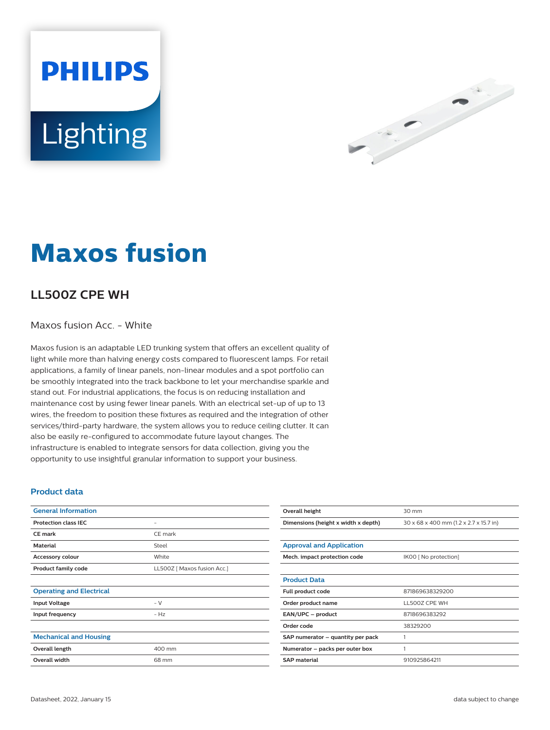# Maxos fusion

## LL500Z CPE WH

Maxos fusion Acc. - White

Maxos fusion is an adaptable LED trunking system that offers an excellent quality of light while more than halving energy costs compared to fluorescent lamps. For retail applications, a family of linear panels, non-linear modules and a spot portfolio can be smoothly integrated into the track backbone to let your merchandise sparkle and stand out. For industrial applications, the focus is on reducing installation and maintenance cost by using fewer linear panels. With an electrical set-up of up to 13 wires, the freedom to position these fixtures as required and the integration of other services/third-party hardware, the system allows you to reduce ceiling clutter. It can also be easily re-configured to accommodate future layout changes. The infrastructure is enabled to integrate sensors for data collection, giving you the opportunity to use insightful granular information to support your business.

### Product data

| General Information | |
|---|---|
| Protection class IEC | - |
| CE mark | CE mark |
| Material | Steel |
| Accessory colour | White |
| Product family code | LL500Z [ Maxos fusion Acc.] |

| Operating and Electrical | |
|---|---|
| Input Voltage | - V |
| Input frequency | - Hz |

| Mechanical and Housing | |
|---|---|
| Overall length | 400 mm |
| Overall width | 68 mm |
| Overall height | 30 mm |
| Dimensions (height x width x depth) | 30 x 68 x 400 mm (1.2 x 2.7 x 15.7 in) |

| Approval and Application | |
|---|---|
| Mech. impact protection code | IK00 [ No protection] |

| Product Data | |
|---|---|
| Full product code | 871869638329200 |
| Order product name | LL500Z CPE WH |
| EAN/UPC – product | 8718696383292 |
| Order code | 38329200 |
| SAP numerator – quantity per pack | 1 |
| Numerator – packs per outer box | 1 |
| SAP material | 910925864211 |

Datasheet, 2022, January 15

data subject to change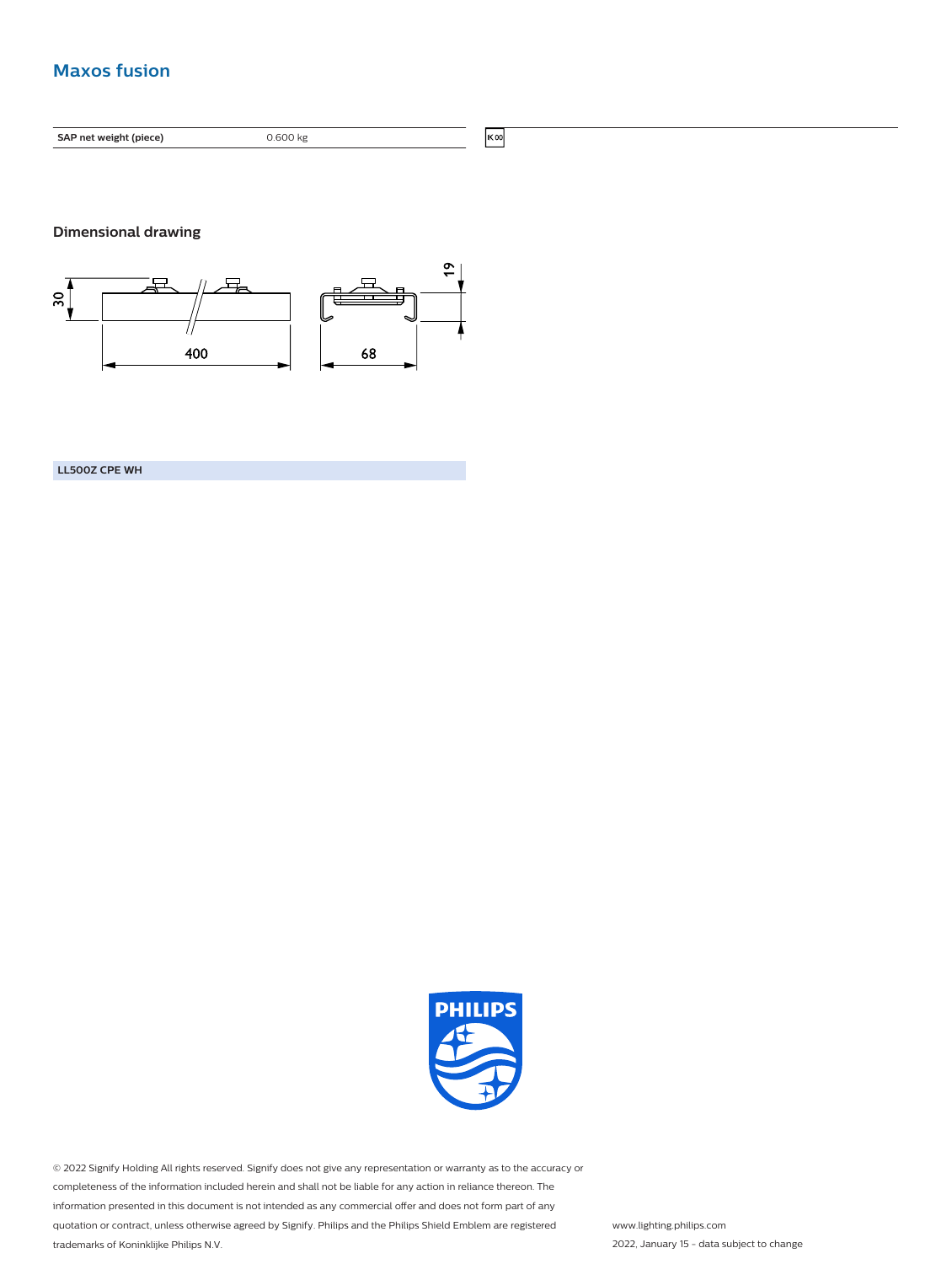## Maxos fusion

| | |
|---|---|
| **SAP net weight (piece)** | 0.600 kg |

K 00

### Dimensional drawing

30

400

68

19

**LL500Z CPE WH**

© 2022 Signify Holding All rights reserved. Signify does not give any representation or warranty as to the accuracy or completeness of the information included herein and shall not be liable for any action in reliance thereon. The information presented in this document is not intended as any commercial offer and does not form part of any quotation or contract, unless otherwise agreed by Signify. Philips and the Philips Shield Emblem are registered trademarks of Koninklijke Philips N.V.

www.lighting.philips.com

2022, January 15 - data subject to change